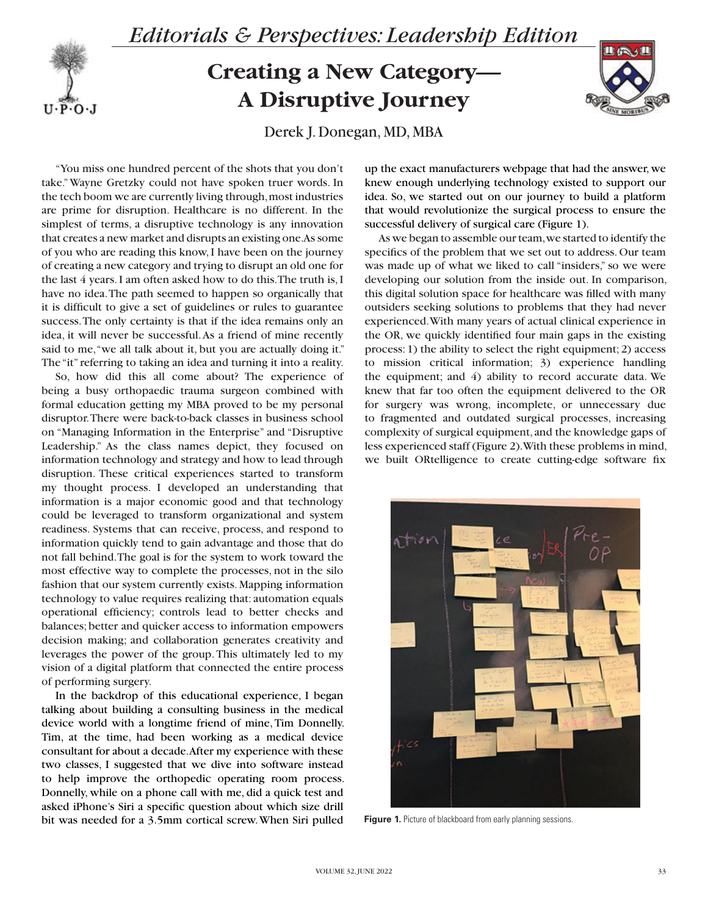*Editorials & Perspectives: Leadership Edition*

# Creating a New Category—A Disruptive Journey

Derek J. Donegan, MD, MBA

"You miss one hundred percent of the shots that you don't take." Wayne Gretzky could not have spoken truer words. In the tech boom we are currently living through, most industries are prime for disruption. Healthcare is no different. In the simplest of terms, a disruptive technology is any innovation that creates a new market and disrupts an existing one. As some of you who are reading this know, I have been on the journey of creating a new category and trying to disrupt an old one for the last 4 years. I am often asked how to do this. The truth is, I have no idea. The path seemed to happen so organically that it is difficult to give a set of guidelines or rules to guarantee success. The only certainty is that if the idea remains only an idea, it will never be successful. As a friend of mine recently said to me, "we all talk about it, but you are actually doing it." The "it" referring to taking an idea and turning it into a reality.

So, how did this all come about? The experience of being a busy orthopaedic trauma surgeon combined with formal education getting my MBA proved to be my personal disruptor. There were back-to-back classes in business school on "Managing Information in the Enterprise" and "Disruptive Leadership." As the class names depict, they focused on information technology and strategy and how to lead through disruption. These critical experiences started to transform my thought process. I developed an understanding that information is a major economic good and that technology could be leveraged to transform organizational and system readiness. Systems that can receive, process, and respond to information quickly tend to gain advantage and those that do not fall behind. The goal is for the system to work toward the most effective way to complete the processes, not in the silo fashion that our system currently exists. Mapping information technology to value requires realizing that: automation equals operational efficiency; controls lead to better checks and balances; better and quicker access to information empowers decision making; and collaboration generates creativity and leverages the power of the group. This ultimately led to my vision of a digital platform that connected the entire process of performing surgery.

In the backdrop of this educational experience, I began talking about building a consulting business in the medical device world with a longtime friend of mine, Tim Donnelly. Tim, at the time, had been working as a medical device consultant for about a decade. After my experience with these two classes, I suggested that we dive into software instead to help improve the orthopedic operating room process. Donnelly, while on a phone call with me, did a quick test and asked iPhone's Siri a specific question about which size drill bit was needed for a 3.5mm cortical screw. When Siri pulled up the exact manufacturers webpage that had the answer, we knew enough underlying technology existed to support our idea. So, we started out on our journey to build a platform that would revolutionize the surgical process to ensure the successful delivery of surgical care (Figure 1).

As we began to assemble our team, we started to identify the specifics of the problem that we set out to address. Our team was made up of what we liked to call "insiders," so we were developing our solution from the inside out. In comparison, this digital solution space for healthcare was filled with many outsiders seeking solutions to problems that they had never experienced. With many years of actual clinical experience in the OR, we quickly identified four main gaps in the existing process: 1) the ability to select the right equipment; 2) access to mission critical information; 3) experience handling the equipment; and 4) ability to record accurate data. We knew that far too often the equipment delivered to the OR for surgery was wrong, incomplete, or unnecessary due to fragmented and outdated surgical processes, increasing complexity of surgical equipment, and the knowledge gaps of less experienced staff (Figure 2). With these problems in mind, we built ORtelligence to create cutting-edge software fix

**Figure 1.** Picture of blackboard from early planning sessions.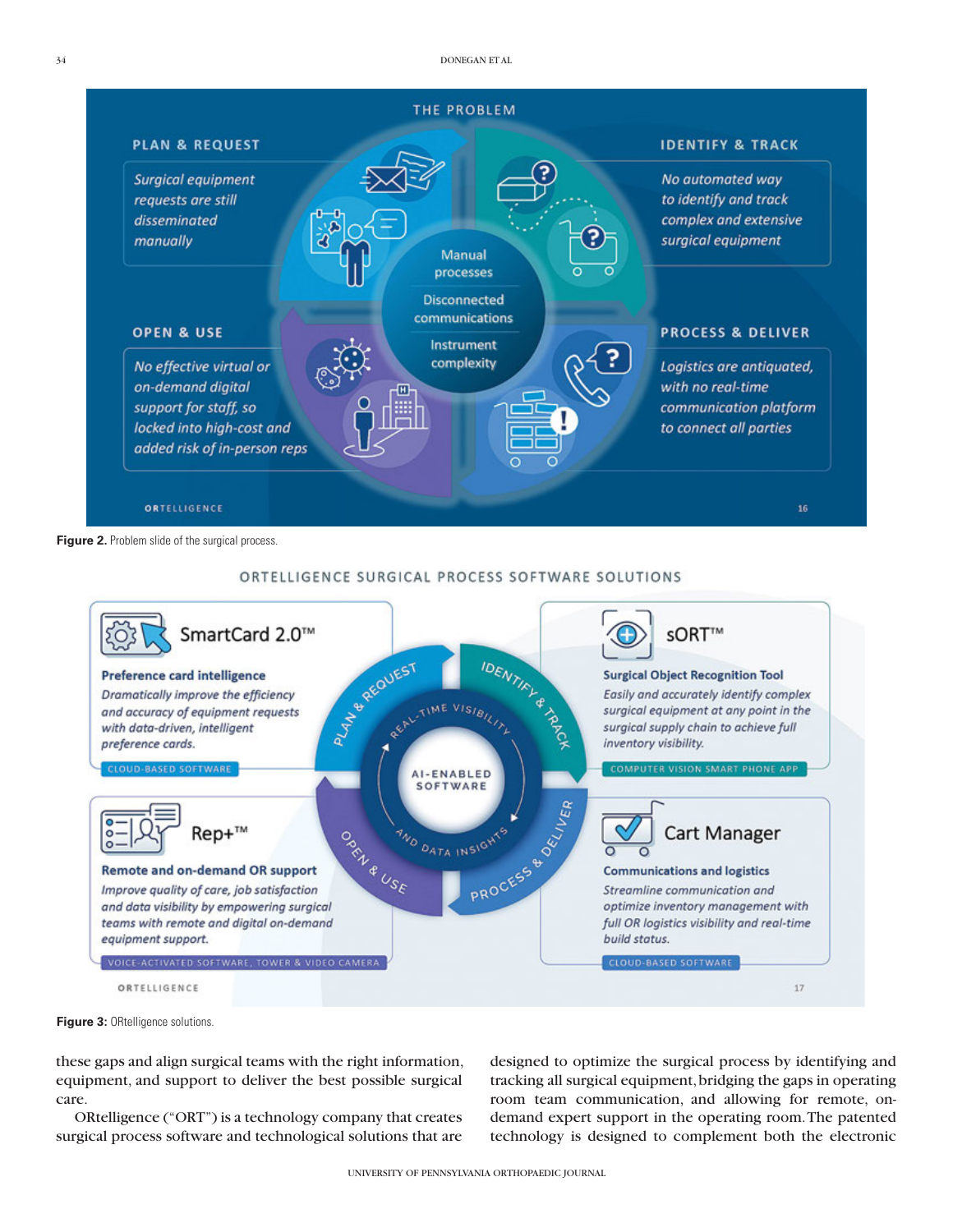Figure 2. Problem slide of the surgical process.

Figure 3: ORtelligence solutions.

these gaps and align surgical teams with the right information, equipment, and support to deliver the best possible surgical care.

ORtelligence ("ORT") is a technology company that creates surgical process software and technological solutions that are designed to optimize the surgical process by identifying and tracking all surgical equipment, bridging the gaps in operating room team communication, and allowing for remote, on-demand expert support in the operating room. The patented technology is designed to complement both the electronic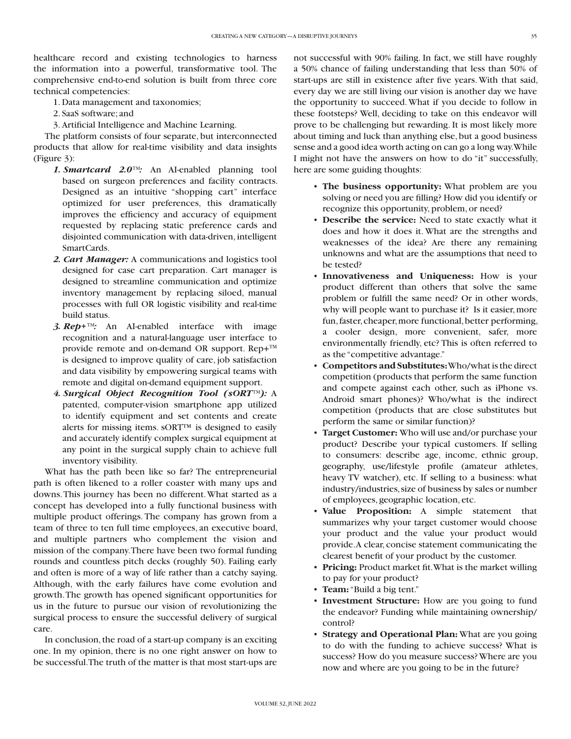healthcare record and existing technologies to harness the information into a powerful, transformative tool. The comprehensive end-to-end solution is built from three core technical competencies:

1. Data management and taxonomies;
2. SaaS software; and
3. Artificial Intelligence and Machine Learning.

The platform consists of four separate, but interconnected products that allow for real-time visibility and data insights (Figure 3):

1. ***Smartcard 2.0™:*** An AI-enabled planning tool based on surgeon preferences and facility contracts. Designed as an intuitive "shopping cart" interface optimized for user preferences, this dramatically improves the efficiency and accuracy of equipment requested by replacing static preference cards and disjointed communication with data-driven, intelligent SmartCards.
2. ***Cart Manager:*** A communications and logistics tool designed for case cart preparation. Cart manager is designed to streamline communication and optimize inventory management by replacing siloed, manual processes with full OR logistic visibility and real-time build status.
3. ***Rep+™:*** An AI-enabled interface with image recognition and a natural-language user interface to provide remote and on-demand OR support. Rep+™ is designed to improve quality of care, job satisfaction and data visibility by empowering surgical teams with remote and digital on-demand equipment support.
4. ***Surgical Object Recognition Tool (sORT™):*** A patented, computer-vision smartphone app utilized to identify equipment and set contents and create alerts for missing items. sORT™ is designed to easily and accurately identify complex surgical equipment at any point in the surgical supply chain to achieve full inventory visibility.

What has the path been like so far? The entrepreneurial path is often likened to a roller coaster with many ups and downs. This journey has been no different. What started as a concept has developed into a fully functional business with multiple product offerings. The company has grown from a team of three to ten full time employees, an executive board, and multiple partners who complement the vision and mission of the company. There have been two formal funding rounds and countless pitch decks (roughly 50). Failing early and often is more of a way of life rather than a catchy saying. Although, with the early failures have come evolution and growth. The growth has opened significant opportunities for us in the future to pursue our vision of revolutionizing the surgical process to ensure the successful delivery of surgical care.

In conclusion, the road of a start-up company is an exciting one. In my opinion, there is no one right answer on how to be successful. The truth of the matter is that most start-ups are not successful with 90% failing. In fact, we still have roughly a 50% chance of failing understanding that less than 50% of start-ups are still in existence after five years. With that said, every day we are still living our vision is another day we have the opportunity to succeed. What if you decide to follow in these footsteps? Well, deciding to take on this endeavor will prove to be challenging but rewarding. It is most likely more about timing and luck than anything else, but a good business sense and a good idea worth acting on can go a long way. While I might not have the answers on how to do "it" successfully, here are some guiding thoughts:

- **The business opportunity:** What problem are you solving or need you are filling? How did you identify or recognize this opportunity, problem, or need?
- **Describe the service:** Need to state exactly what it does and how it does it. What are the strengths and weaknesses of the idea? Are there any remaining unknowns and what are the assumptions that need to be tested?
- **Innovativeness and Uniqueness:** How is your product different than others that solve the same problem or fulfill the same need? Or in other words, why will people want to purchase it? Is it easier, more fun, faster, cheaper, more functional, better performing, a cooler design, more convenient, safer, more environmentally friendly, etc? This is often referred to as the "competitive advantage."
- **Competitors and Substitutes:** Who/what is the direct competition (products that perform the same function and compete against each other, such as iPhone vs. Android smart phones)? Who/what is the indirect competition (products that are close substitutes but perform the same or similar function)?
- **Target Customer:** Who will use and/or purchase your product? Describe your typical customers. If selling to consumers: describe age, income, ethnic group, geography, use/lifestyle profile (amateur athletes, heavy TV watcher), etc. If selling to a business: what industry/industries, size of business by sales or number of employees, geographic location, etc.
- **Value Proposition:** A simple statement that summarizes why your target customer would choose your product and the value your product would provide. A clear, concise statement communicating the clearest benefit of your product by the customer.
- **Pricing:** Product market fit. What is the market willing to pay for your product?
- **Team:** "Build a big tent."
- **Investment Structure:** How are you going to fund the endeavor? Funding while maintaining ownership/control?
- **Strategy and Operational Plan:** What are you going to do with the funding to achieve success? What is success? How do you measure success? Where are you now and where are you going to be in the future?